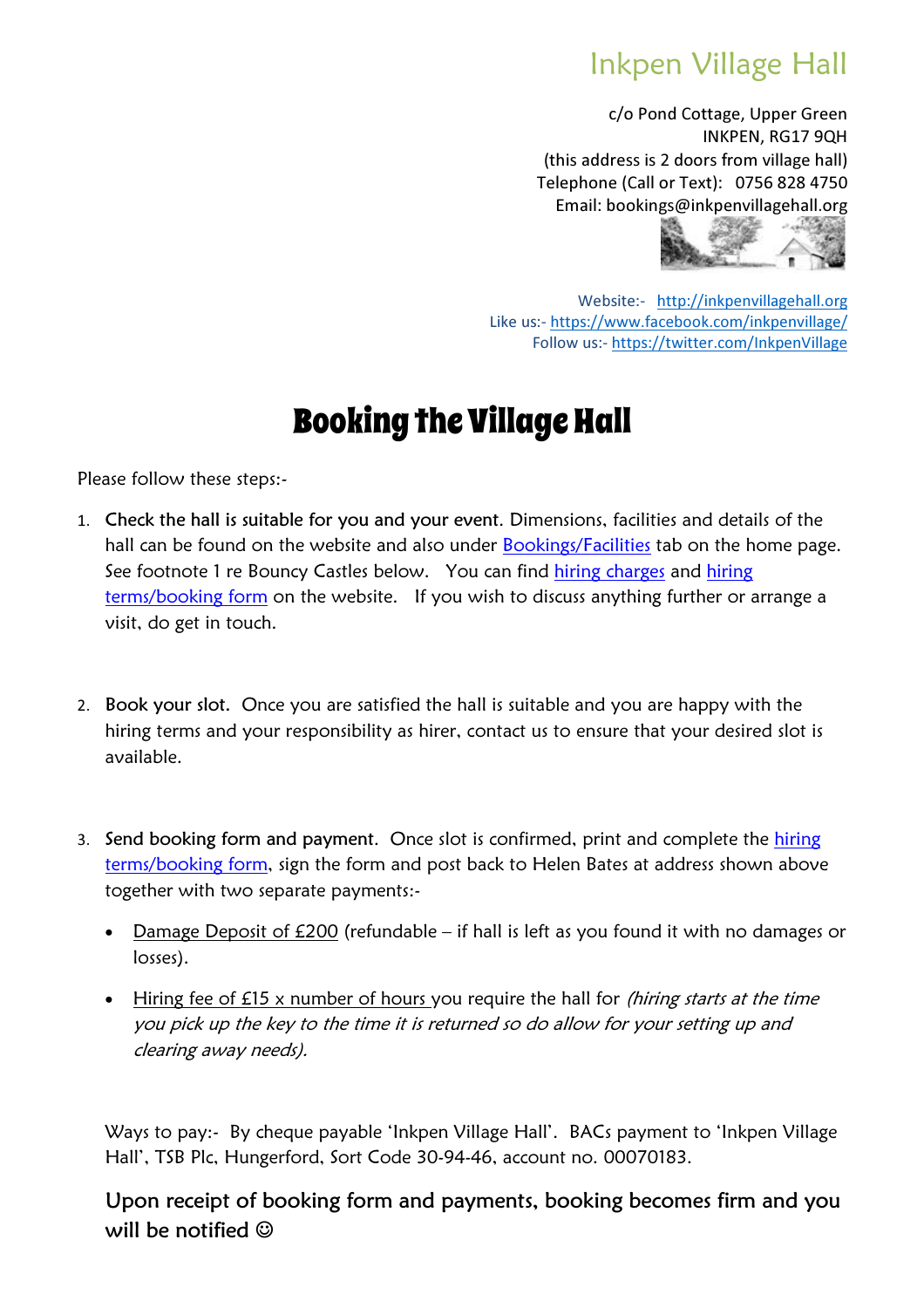# Inkpen Village Hall

c/o Pond Cottage, Upper Green
INKPEN, RG17 9QH
(this address is 2 doors from village hall)
Telephone (Call or Text): 0756 828 4750
Email: bookings@inkpenvillagehall.org

Website:- [http://inkpenvillagehall.org](http://inkpenvillagehall.org)
Like us:- [https://www.facebook.com/inkpenvillage/](https://www.facebook.com/inkpenvillage/)
Follow us:- [https://twitter.com/InkpenVillage](https://twitter.com/InkpenVillage)

## Booking the Village Hall

Please follow these steps:-

1. **Check the hall is suitable for you and your event**. Dimensions, facilities and details of the hall can be found on the website and also under Bookings/Facilities tab on the home page. See footnote 1 re Bouncy Castles below. You can find hiring charges and hiring terms/booking form on the website. If you wish to discuss anything further or arrange a visit, do get in touch.

2. **Book your slot**. Once you are satisfied the hall is suitable and you are happy with the hiring terms and your responsibility as hirer, contact us to ensure that your desired slot is available.

3. **Send booking form and payment**. Once slot is confirmed, print and complete the hiring terms/booking form, sign the form and post back to Helen Bates at address shown above together with two separate payments:-

   - Damage Deposit of £200 (refundable – if hall is left as you found it with no damages or losses).
   - Hiring fee of £15 x number of hours you require the hall for *(hiring starts at the time you pick up the key to the time it is returned so do allow for your setting up and clearing away needs).*

   Ways to pay:- By cheque payable 'Inkpen Village Hall'. BACs payment to 'Inkpen Village Hall', TSB Plc, Hungerford, Sort Code 30-94-46, account no. 00070183.

   **Upon receipt of booking form and payments, booking becomes firm and you will be notified ☺**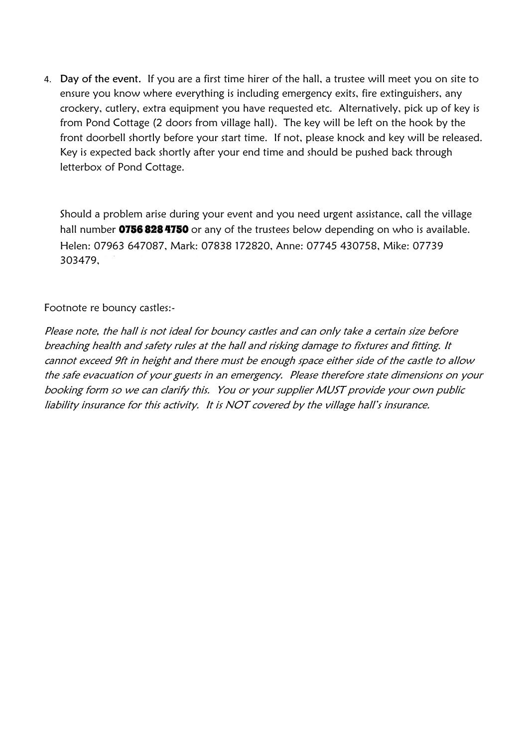4. **Day of the event.** If you are a first time hirer of the hall, a trustee will meet you on site to ensure you know where everything is including emergency exits, fire extinguishers, any crockery, cutlery, extra equipment you have requested etc. Alternatively, pick up of key is from Pond Cottage (2 doors from village hall). The key will be left on the hook by the front doorbell shortly before your start time. If not, please knock and key will be released. Key is expected back shortly after your end time and should be pushed back through letterbox of Pond Cottage.

   Should a problem arise during your event and you need urgent assistance, call the village hall number **0756 828 4750** or any of the trustees below depending on who is available. Helen: 07963 647087, Mark: 07838 172820, Anne: 07745 430758, Mike: 07739 303479,

Footnote re bouncy castles:-

*Please note, the hall is not ideal for bouncy castles and can only take a certain size before breaching health and safety rules at the hall and risking damage to fixtures and fitting. It cannot exceed 9ft in height and there must be enough space either side of the castle to allow the safe evacuation of your guests in an emergency. Please therefore state dimensions on your booking form so we can clarify this. You or your supplier MUST provide your own public liability insurance for this activity. It is NOT covered by the village hall's insurance.*